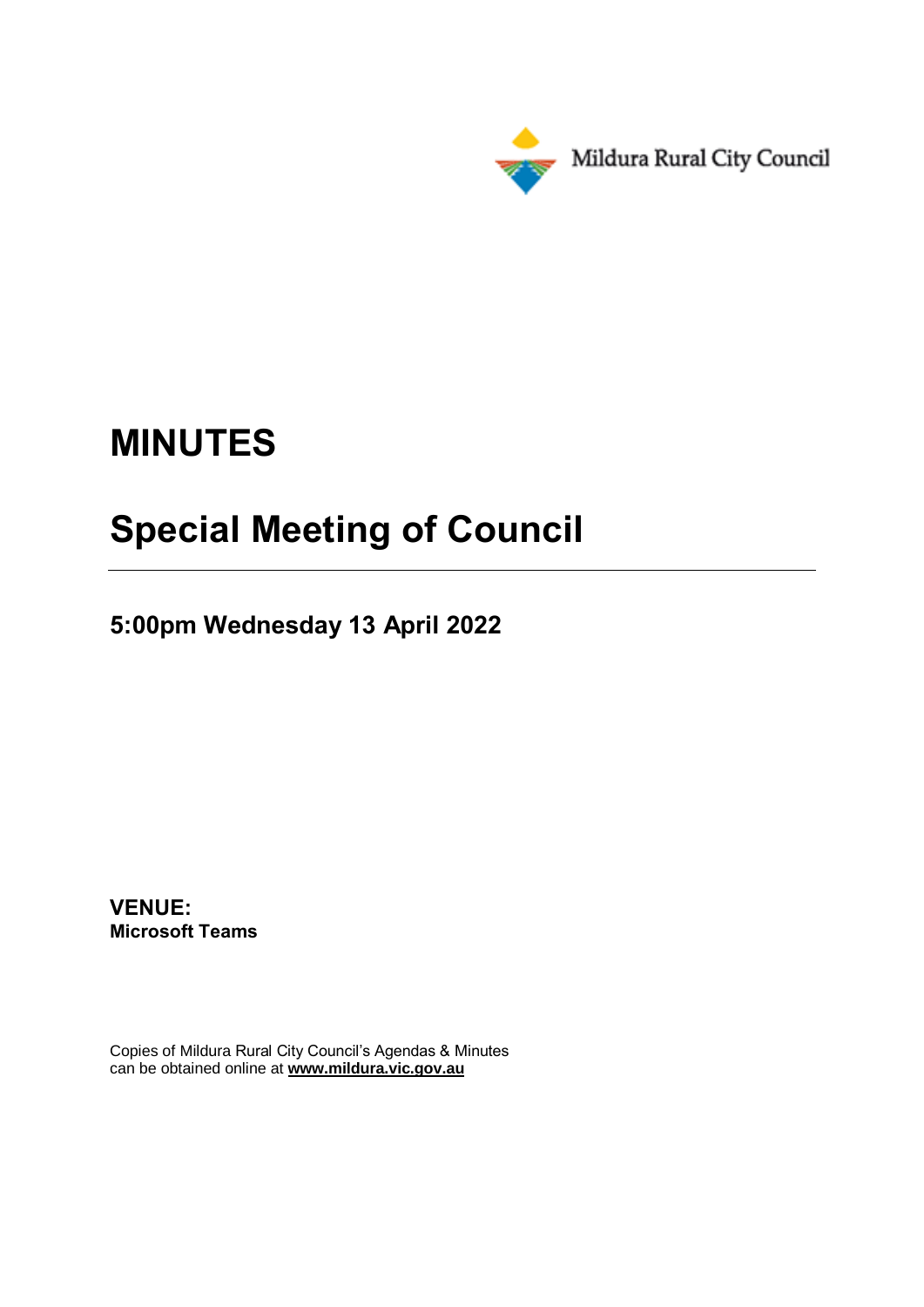Mildura Rural City Council

# MINUTES

# Special Meeting of Council

---

## 5:00pm Wednesday 13 April 2022

**VENUE:**
**Microsoft Teams**

Copies of Mildura Rural City Council's Agendas & Minutes
can be obtained online at **www.mildura.vic.gov.au**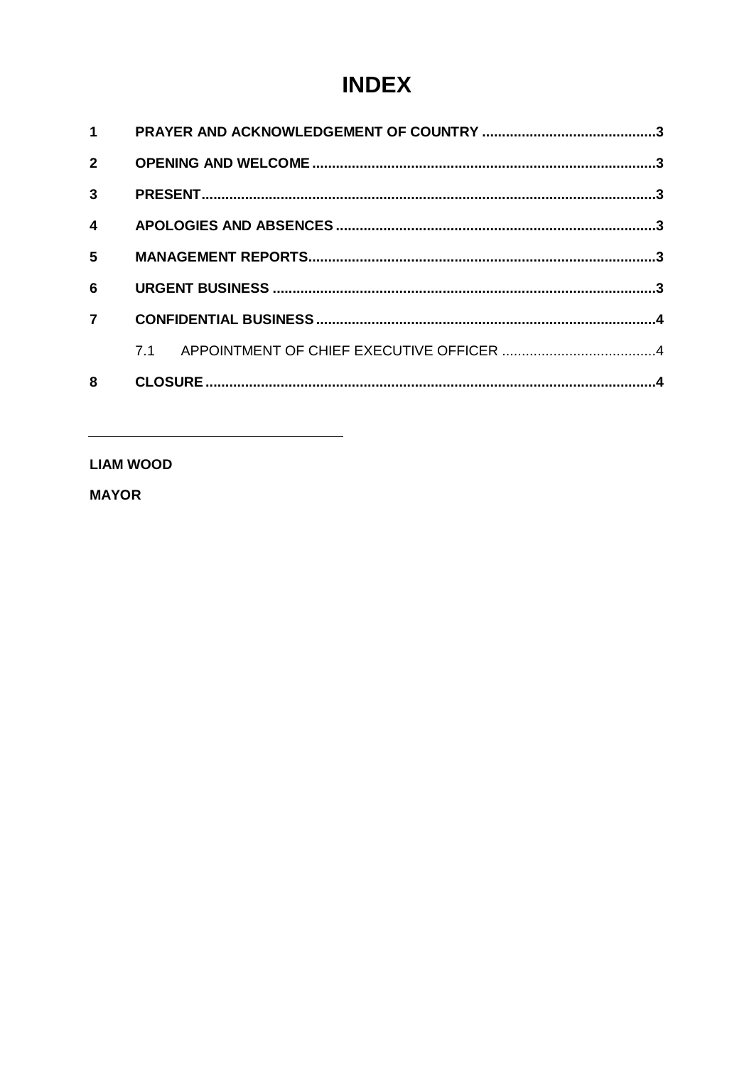# INDEX

| | | |
|---|---|---|
| **1** | **PRAYER AND ACKNOWLEDGEMENT OF COUNTRY** | **3** |
| **2** | **OPENING AND WELCOME** | **3** |
| **3** | **PRESENT** | **3** |
| **4** | **APOLOGIES AND ABSENCES** | **3** |
| **5** | **MANAGEMENT REPORTS** | **3** |
| **6** | **URGENT BUSINESS** | **3** |
| **7** | **CONFIDENTIAL BUSINESS** | **4** |
| | 7.1 APPOINTMENT OF CHIEF EXECUTIVE OFFICER | 4 |
| **8** | **CLOSURE** | **4** |

---

**LIAM WOOD**

**MAYOR**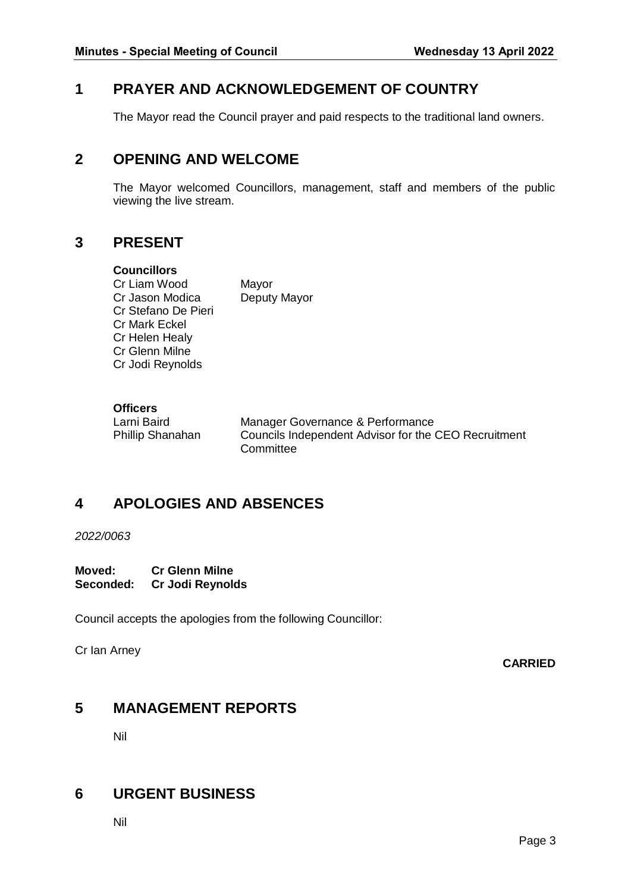## 1 PRAYER AND ACKNOWLEDGEMENT OF COUNTRY

The Mayor read the Council prayer and paid respects to the traditional land owners.

## 2 OPENING AND WELCOME

The Mayor welcomed Councillors, management, staff and members of the public viewing the live stream.

## 3 PRESENT

**Councillors**

| | |
|---|---|
| Cr Liam Wood | Mayor |
| Cr Jason Modica | Deputy Mayor |
| Cr Stefano De Pieri | |
| Cr Mark Eckel | |
| Cr Helen Healy | |
| Cr Glenn Milne | |
| Cr Jodi Reynolds | |

**Officers**

| | |
|---|---|
| Larni Baird | Manager Governance & Performance |
| Phillip Shanahan | Councils Independent Advisor for the CEO Recruitment Committee |

## 4 APOLOGIES AND ABSENCES

*2022/0063*

**Moved:** **Cr Glenn Milne**
**Seconded:** **Cr Jodi Reynolds**

Council accepts the apologies from the following Councillor:

Cr Ian Arney

**CARRIED**

## 5 MANAGEMENT REPORTS

Nil

## 6 URGENT BUSINESS

Nil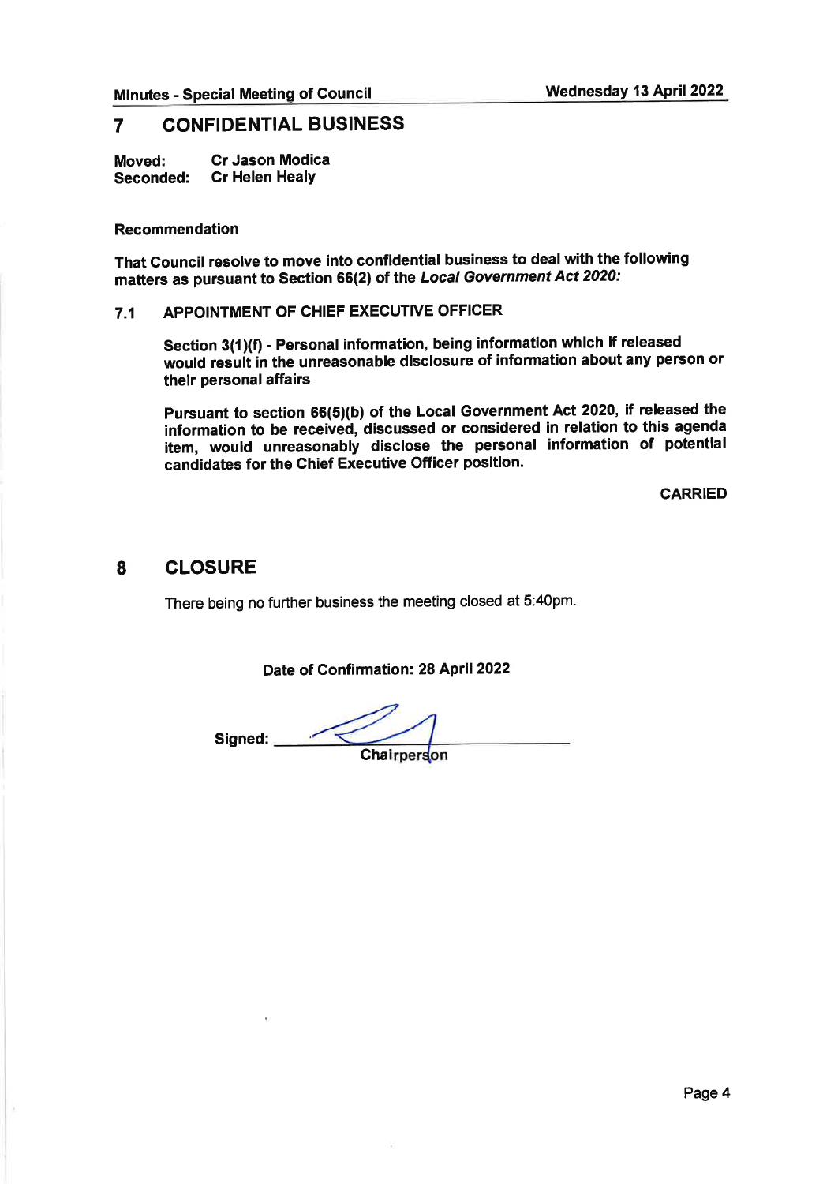## 7 CONFIDENTIAL BUSINESS

**Moved:** **Cr Jason Modica**
**Seconded:** **Cr Helen Healy**

**Recommendation**

**That Council resolve to move into confidential business to deal with the following matters as pursuant to Section 66(2) of the *Local Government Act 2020:***

### 7.1 APPOINTMENT OF CHIEF EXECUTIVE OFFICER

**Section 3(1)(f) - Personal information, being information which if released would result in the unreasonable disclosure of information about any person or their personal affairs**

**Pursuant to section 66(5)(b) of the Local Government Act 2020, if released the information to be received, discussed or considered in relation to this agenda item, would unreasonably disclose the personal information of potential candidates for the Chief Executive Officer position.**

**CARRIED**

## 8 CLOSURE

There being no further business the meeting closed at 5:40pm.

**Date of Confirmation: 28 April 2022**

**Signed:** ______________________
**Chairperson**